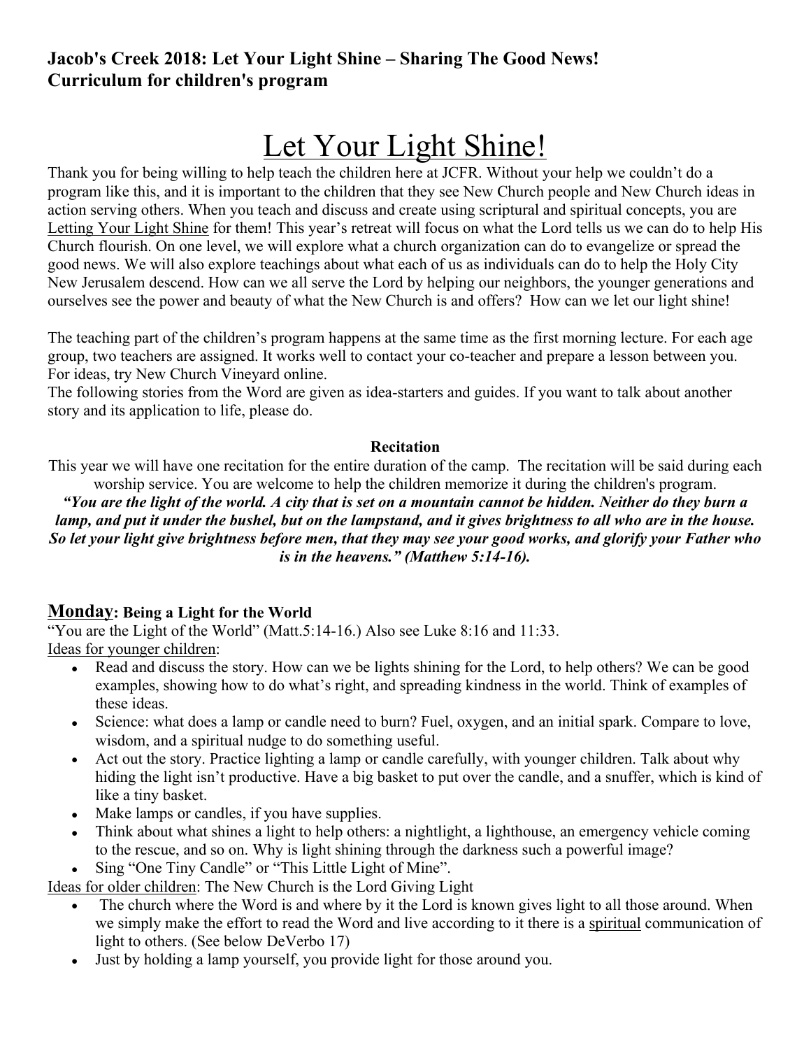**Jacob's Creek 2018: Let Your Light Shine – Sharing The Good News!**
**Curriculum for children's program**

# Let Your Light Shine!

Thank you for being willing to help teach the children here at JCFR. Without your help we couldn't do a program like this, and it is important to the children that they see New Church people and New Church ideas in action serving others. When you teach and discuss and create using scriptural and spiritual concepts, you are Letting Your Light Shine for them! This year's retreat will focus on what the Lord tells us we can do to help His Church flourish. On one level, we will explore what a church organization can do to evangelize or spread the good news. We will also explore teachings about what each of us as individuals can do to help the Holy City New Jerusalem descend. How can we all serve the Lord by helping our neighbors, the younger generations and ourselves see the power and beauty of what the New Church is and offers? How can we let our light shine!

The teaching part of the children's program happens at the same time as the first morning lecture. For each age group, two teachers are assigned. It works well to contact your co-teacher and prepare a lesson between you. For ideas, try New Church Vineyard online.

The following stories from the Word are given as idea-starters and guides. If you want to talk about another story and its application to life, please do.

**Recitation**

This year we will have one recitation for the entire duration of the camp. The recitation will be said during each worship service. You are welcome to help the children memorize it during the children's program.

***"You are the light of the world. A city that is set on a mountain cannot be hidden. Neither do they burn a lamp, and put it under the bushel, but on the lampstand, and it gives brightness to all who are in the house. So let your light give brightness before men, that they may see your good works, and glorify your Father who is in the heavens." (Matthew 5:14-16).***

## Monday: Being a Light for the World

"You are the Light of the World" (Matt.5:14-16.) Also see Luke 8:16 and 11:33.

Ideas for younger children:

- Read and discuss the story. How can we be lights shining for the Lord, to help others? We can be good examples, showing how to do what's right, and spreading kindness in the world. Think of examples of these ideas.
- Science: what does a lamp or candle need to burn? Fuel, oxygen, and an initial spark. Compare to love, wisdom, and a spiritual nudge to do something useful.
- Act out the story. Practice lighting a lamp or candle carefully, with younger children. Talk about why hiding the light isn't productive. Have a big basket to put over the candle, and a snuffer, which is kind of like a tiny basket.
- Make lamps or candles, if you have supplies.
- Think about what shines a light to help others: a nightlight, a lighthouse, an emergency vehicle coming to the rescue, and so on. Why is light shining through the darkness such a powerful image?
- Sing "One Tiny Candle" or "This Little Light of Mine".

Ideas for older children: The New Church is the Lord Giving Light

- The church where the Word is and where by it the Lord is known gives light to all those around. When we simply make the effort to read the Word and live according to it there is a spiritual communication of light to others. (See below DeVerbo 17)
- Just by holding a lamp yourself, you provide light for those around you.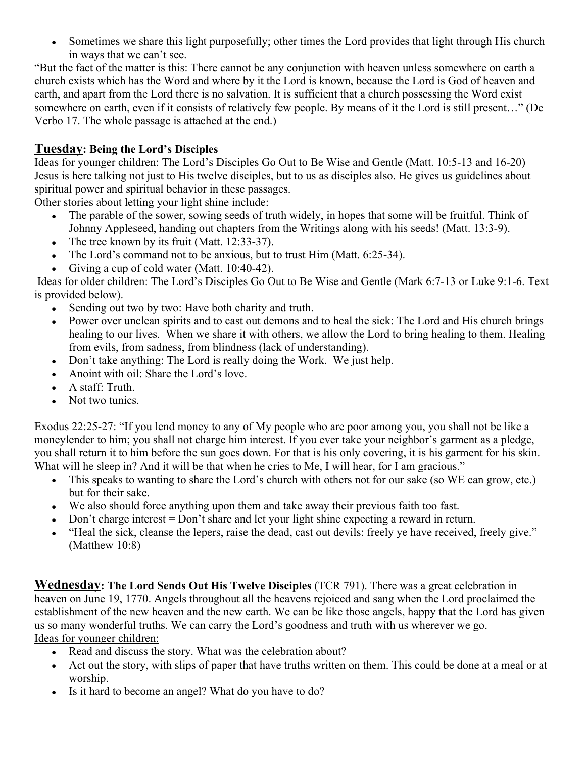- Sometimes we share this light purposefully; other times the Lord provides that light through His church in ways that we can't see.

"But the fact of the matter is this: There cannot be any conjunction with heaven unless somewhere on earth a church exists which has the Word and where by it the Lord is known, because the Lord is God of heaven and earth, and apart from the Lord there is no salvation. It is sufficient that a church possessing the Word exist somewhere on earth, even if it consists of relatively few people. By means of it the Lord is still present…" (De Verbo 17. The whole passage is attached at the end.)

## Tuesday: Being the Lord's Disciples

Ideas for younger children: The Lord's Disciples Go Out to Be Wise and Gentle (Matt. 10:5-13 and 16-20) Jesus is here talking not just to His twelve disciples, but to us as disciples also. He gives us guidelines about spiritual power and spiritual behavior in these passages.

Other stories about letting your light shine include:

- The parable of the sower, sowing seeds of truth widely, in hopes that some will be fruitful. Think of Johnny Appleseed, handing out chapters from the Writings along with his seeds! (Matt. 13:3-9).
- The tree known by its fruit (Matt. 12:33-37).
- The Lord's command not to be anxious, but to trust Him (Matt. 6:25-34).
- Giving a cup of cold water (Matt. 10:40-42).

Ideas for older children: The Lord's Disciples Go Out to Be Wise and Gentle (Mark 6:7-13 or Luke 9:1-6. Text is provided below).

- Sending out two by two: Have both charity and truth.
- Power over unclean spirits and to cast out demons and to heal the sick: The Lord and His church brings healing to our lives. When we share it with others, we allow the Lord to bring healing to them. Healing from evils, from sadness, from blindness (lack of understanding).
- Don't take anything: The Lord is really doing the Work. We just help.
- Anoint with oil: Share the Lord's love.
- A staff: Truth.
- Not two tunics.

Exodus 22:25-27: "If you lend money to any of My people who are poor among you, you shall not be like a moneylender to him; you shall not charge him interest. If you ever take your neighbor's garment as a pledge, you shall return it to him before the sun goes down. For that is his only covering, it is his garment for his skin. What will he sleep in? And it will be that when he cries to Me, I will hear, for I am gracious."

- This speaks to wanting to share the Lord's church with others not for our sake (so WE can grow, etc.) but for their sake.
- We also should force anything upon them and take away their previous faith too fast.
- Don't charge interest = Don't share and let your light shine expecting a reward in return.
- "Heal the sick, cleanse the lepers, raise the dead, cast out devils: freely ye have received, freely give." (Matthew 10:8)

## Wednesday: The Lord Sends Out His Twelve Disciples (TCR 791).

There was a great celebration in heaven on June 19, 1770. Angels throughout all the heavens rejoiced and sang when the Lord proclaimed the establishment of the new heaven and the new earth. We can be like those angels, happy that the Lord has given us so many wonderful truths. We can carry the Lord's goodness and truth with us wherever we go.

Ideas for younger children:

- Read and discuss the story. What was the celebration about?
- Act out the story, with slips of paper that have truths written on them. This could be done at a meal or at worship.
- Is it hard to become an angel? What do you have to do?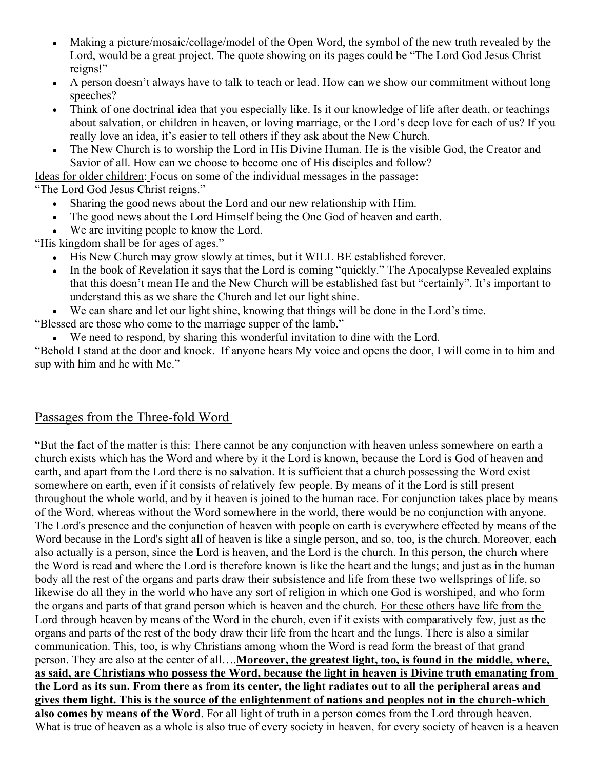- Making a picture/mosaic/collage/model of the Open Word, the symbol of the new truth revealed by the Lord, would be a great project. The quote showing on its pages could be "The Lord God Jesus Christ reigns!"
- A person doesn't always have to talk to teach or lead. How can we show our commitment without long speeches?
- Think of one doctrinal idea that you especially like. Is it our knowledge of life after death, or teachings about salvation, or children in heaven, or loving marriage, or the Lord's deep love for each of us? If you really love an idea, it's easier to tell others if they ask about the New Church.
- The New Church is to worship the Lord in His Divine Human. He is the visible God, the Creator and Savior of all. How can we choose to become one of His disciples and follow?

<u>Ideas for older children</u>: Focus on some of the individual messages in the passage:

"The Lord God Jesus Christ reigns."

- Sharing the good news about the Lord and our new relationship with Him.
- The good news about the Lord Himself being the One God of heaven and earth.
- We are inviting people to know the Lord.

"His kingdom shall be for ages of ages."

- His New Church may grow slowly at times, but it WILL BE established forever.
- In the book of Revelation it says that the Lord is coming "quickly." The Apocalypse Revealed explains that this doesn't mean He and the New Church will be established fast but "certainly". It's important to understand this as we share the Church and let our light shine.
- We can share and let our light shine, knowing that things will be done in the Lord's time.

"Blessed are those who come to the marriage supper of the lamb."

- We need to respond, by sharing this wonderful invitation to dine with the Lord.

"Behold I stand at the door and knock. If anyone hears My voice and opens the door, I will come in to him and sup with him and he with Me."

## <u>Passages from the Three-fold Word</u>

"But the fact of the matter is this: There cannot be any conjunction with heaven unless somewhere on earth a church exists which has the Word and where by it the Lord is known, because the Lord is God of heaven and earth, and apart from the Lord there is no salvation. It is sufficient that a church possessing the Word exist somewhere on earth, even if it consists of relatively few people. By means of it the Lord is still present throughout the whole world, and by it heaven is joined to the human race. For conjunction takes place by means of the Word, whereas without the Word somewhere in the world, there would be no conjunction with anyone. The Lord's presence and the conjunction of heaven with people on earth is everywhere effected by means of the Word because in the Lord's sight all of heaven is like a single person, and so, too, is the church. Moreover, each also actually is a person, since the Lord is heaven, and the Lord is the church. In this person, the church where the Word is read and where the Lord is therefore known is like the heart and the lungs; and just as in the human body all the rest of the organs and parts draw their subsistence and life from these two wellsprings of life, so likewise do all they in the world who have any sort of religion in which one God is worshiped, and who form the organs and parts of that grand person which is heaven and the church. <u>For these others have life from the Lord through heaven by means of the Word in the church, even if it exists with comparatively few</u>, just as the organs and parts of the rest of the body draw their life from the heart and the lungs. There is also a similar communication. This, too, is why Christians among whom the Word is read form the breast of that grand person. They are also at the center of all….<u>**Moreover, the greatest light, too, is found in the middle, where, as said, are Christians who possess the Word, because the light in heaven is Divine truth emanating from the Lord as its sun. From there as from its center, the light radiates out to all the peripheral areas and gives them light. This is the source of the enlightenment of nations and peoples not in the church-which also comes by means of the Word**</u>. For all light of truth in a person comes from the Lord through heaven. What is true of heaven as a whole is also true of every society in heaven, for every society of heaven is a heaven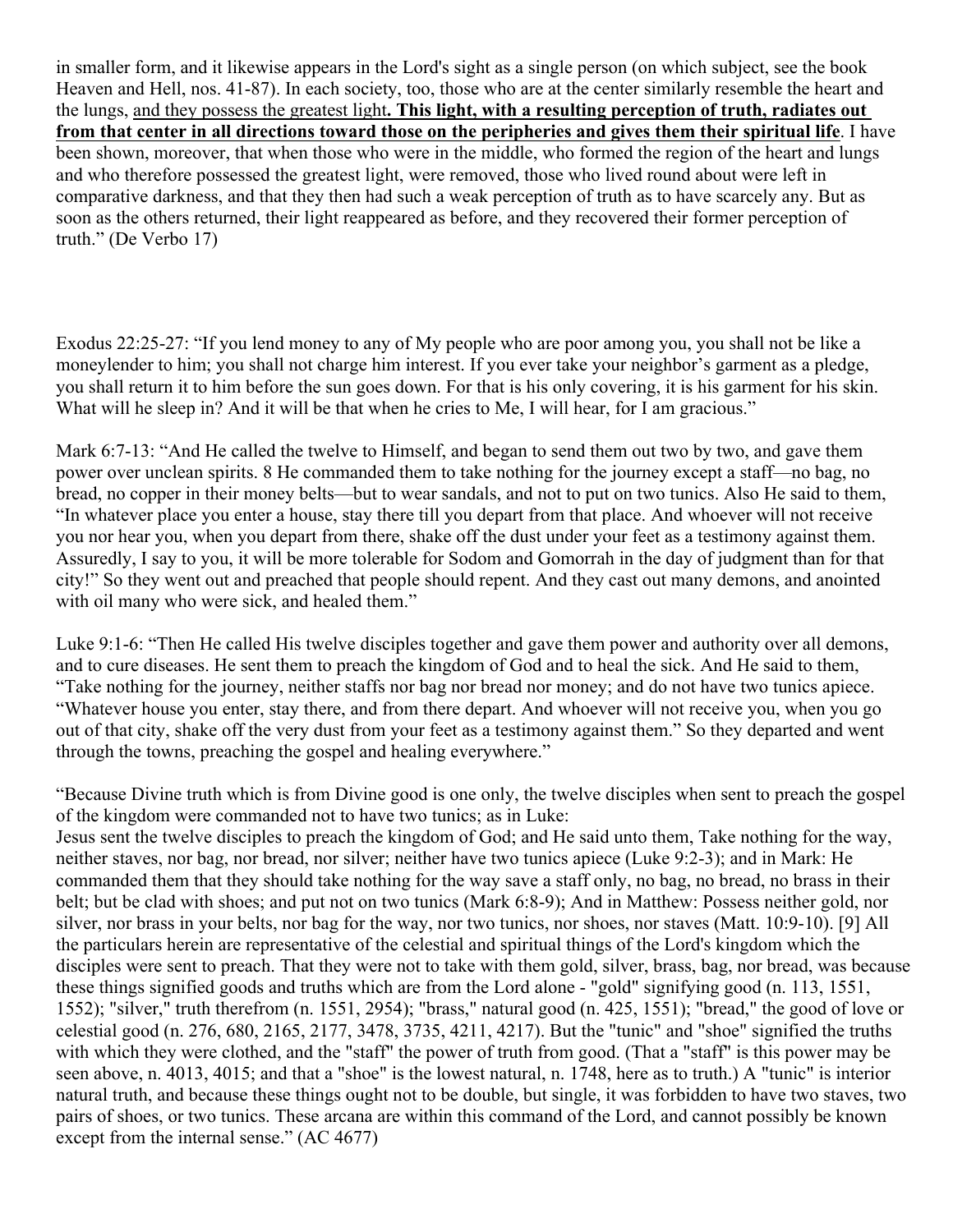in smaller form, and it likewise appears in the Lord's sight as a single person (on which subject, see the book Heaven and Hell, nos. 41-87). In each society, too, those who are at the center similarly resemble the heart and the lungs, <u>and they possess the greatest light</u>**<u>. This light, with a resulting perception of truth, radiates out from that center in all directions toward those on the peripheries and gives them their spiritual life</u>**. I have been shown, moreover, that when those who were in the middle, who formed the region of the heart and lungs and who therefore possessed the greatest light, were removed, those who lived round about were left in comparative darkness, and that they then had such a weak perception of truth as to have scarcely any. But as soon as the others returned, their light reappeared as before, and they recovered their former perception of truth." (De Verbo 17)

Exodus 22:25-27: "If you lend money to any of My people who are poor among you, you shall not be like a moneylender to him; you shall not charge him interest. If you ever take your neighbor's garment as a pledge, you shall return it to him before the sun goes down. For that is his only covering, it is his garment for his skin. What will he sleep in? And it will be that when he cries to Me, I will hear, for I am gracious."

Mark 6:7-13: "And He called the twelve to Himself, and began to send them out two by two, and gave them power over unclean spirits. 8 He commanded them to take nothing for the journey except a staff—no bag, no bread, no copper in their money belts—but to wear sandals, and not to put on two tunics. Also He said to them, "In whatever place you enter a house, stay there till you depart from that place. And whoever will not receive you nor hear you, when you depart from there, shake off the dust under your feet as a testimony against them. Assuredly, I say to you, it will be more tolerable for Sodom and Gomorrah in the day of judgment than for that city!" So they went out and preached that people should repent. And they cast out many demons, and anointed with oil many who were sick, and healed them."

Luke 9:1-6: "Then He called His twelve disciples together and gave them power and authority over all demons, and to cure diseases. He sent them to preach the kingdom of God and to heal the sick. And He said to them, "Take nothing for the journey, neither staffs nor bag nor bread nor money; and do not have two tunics apiece. "Whatever house you enter, stay there, and from there depart. And whoever will not receive you, when you go out of that city, shake off the very dust from your feet as a testimony against them." So they departed and went through the towns, preaching the gospel and healing everywhere."

"Because Divine truth which is from Divine good is one only, the twelve disciples when sent to preach the gospel of the kingdom were commanded not to have two tunics; as in Luke:
Jesus sent the twelve disciples to preach the kingdom of God; and He said unto them, Take nothing for the way, neither staves, nor bag, nor bread, nor silver; neither have two tunics apiece (Luke 9:2-3); and in Mark: He commanded them that they should take nothing for the way save a staff only, no bag, no bread, no brass in their belt; but be clad with shoes; and put not on two tunics (Mark 6:8-9); And in Matthew: Possess neither gold, nor silver, nor brass in your belts, nor bag for the way, nor two tunics, nor shoes, nor staves (Matt. 10:9-10). [9] All the particulars herein are representative of the celestial and spiritual things of the Lord's kingdom which the disciples were sent to preach. That they were not to take with them gold, silver, brass, bag, nor bread, was because these things signified goods and truths which are from the Lord alone - "gold" signifying good (n. 113, 1551, 1552); "silver," truth therefrom (n. 1551, 2954); "brass," natural good (n. 425, 1551); "bread," the good of love or celestial good (n. 276, 680, 2165, 2177, 3478, 3735, 4211, 4217). But the "tunic" and "shoe" signified the truths with which they were clothed, and the "staff" the power of truth from good. (That a "staff" is this power may be seen above, n. 4013, 4015; and that a "shoe" is the lowest natural, n. 1748, here as to truth.) A "tunic" is interior natural truth, and because these things ought not to be double, but single, it was forbidden to have two staves, two pairs of shoes, or two tunics. These arcana are within this command of the Lord, and cannot possibly be known except from the internal sense." (AC 4677)